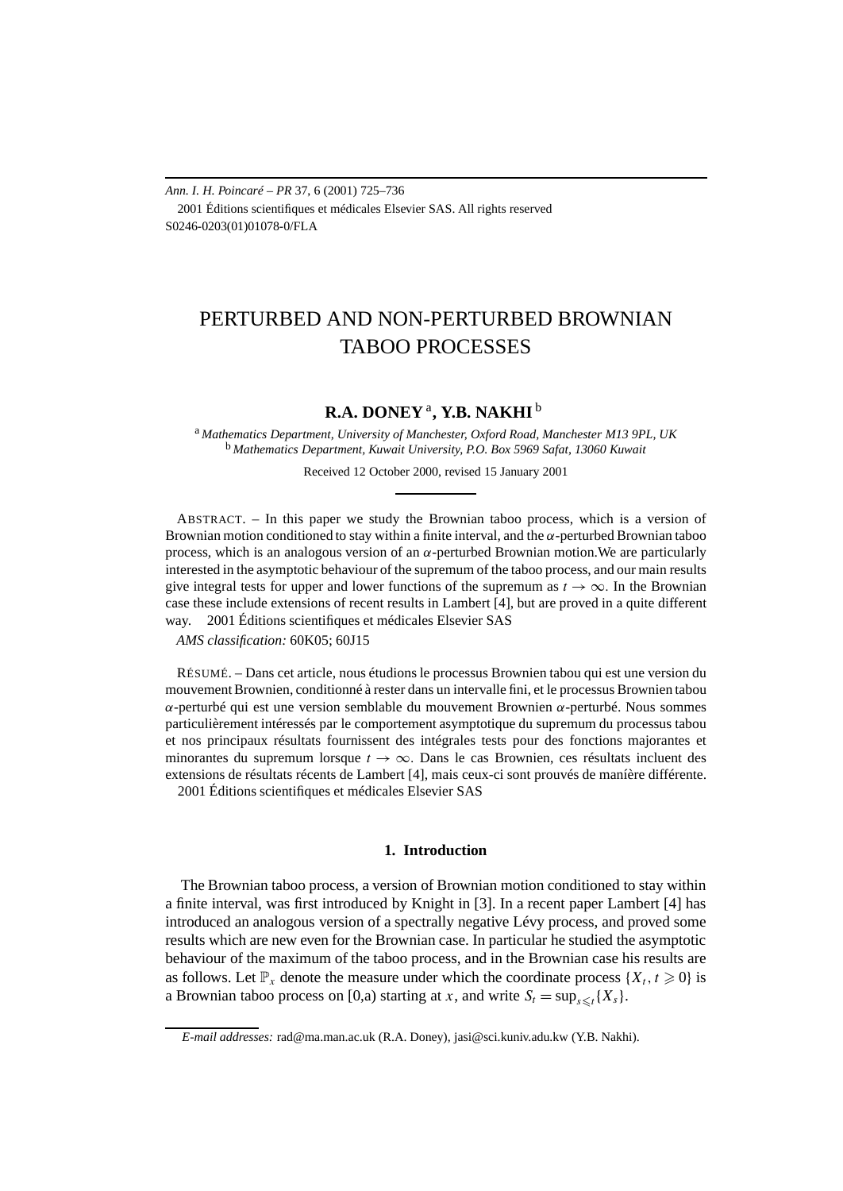*Ann. I. H. Poincaré – PR* 37, 6 (2001) 725–736

2001 Éditions scientifiques et médicales Elsevier SAS. All rights reserved

S0246-0203(01)01078-0/FLA

# PERTURBED AND NON-PERTURBED BROWNIAN TABOO PROCESSES

**R.A. DONEY** [a], **Y.B. NAKHI** [b]

[a] *Mathematics Department, University of Manchester, Oxford Road, Manchester M13 9PL, UK*

[b] *Mathematics Department, Kuwait University, P.O. Box 5969 Safat, 13060 Kuwait*

Received 12 October 2000, revised 15 January 2001

ABSTRACT. – In this paper we study the Brownian taboo process, which is a version of Brownian motion conditioned to stay within a finite interval, and the $\alpha$-perturbed Brownian taboo process, which is an analogous version of an $\alpha$-perturbed Brownian motion.We are particularly interested in the asymptotic behaviour of the supremum of the taboo process, and our main results give integral tests for upper and lower functions of the supremum as $t \to \infty$. In the Brownian case these include extensions of recent results in Lambert [4], but are proved in a quite different way.  2001 Éditions scientifiques et médicales Elsevier SAS

*AMS classification:* 60K05; 60J15

RÉSUMÉ. – Dans cet article, nous étudions le processus Brownien tabou qui est une version du mouvement Brownien, conditionné à rester dans un intervalle fini, et le processus Brownien tabou $\alpha$-perturbé qui est une version semblable du mouvement Brownien $\alpha$-perturbé. Nous sommes particulièrement intéressés par le comportement asymptotique du supremum du processus tabou et nos principaux résultats fournissent des intégrales tests pour des fonctions majorantes et minorantes du supremum lorsque $t \to \infty$. Dans le cas Brownien, ces résultats incluent des extensions de résultats récents de Lambert [4], mais ceux-ci sont prouvés de manière différente.  2001 Éditions scientifiques et médicales Elsevier SAS

## 1. Introduction

The Brownian taboo process, a version of Brownian motion conditioned to stay within a finite interval, was first introduced by Knight in [3]. In a recent paper Lambert [4] has introduced an analogous version of a spectrally negative Lévy process, and proved some results which are new even for the Brownian case. In particular he studied the asymptotic behaviour of the maximum of the taboo process, and in the Brownian case his results are as follows. Let $\mathbb{P}_x$ denote the measure under which the coordinate process $\{X_t, t \geqslant 0\}$ is a Brownian taboo process on [0,a) starting at $x$, and write $S_t = \sup_{s \leqslant t}\{X_s\}$.

*E-mail addresses:* rad@ma.man.ac.uk (R.A. Doney), jasi@sci.kuniv.adu.kw (Y.B. Nakhi).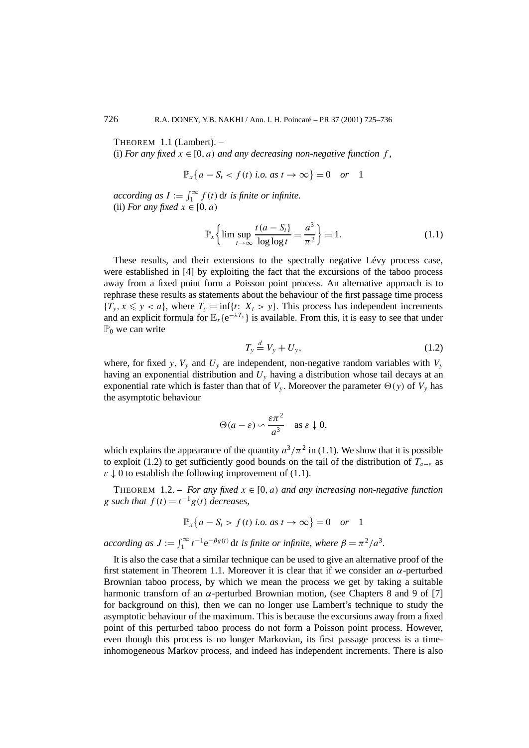THEOREM 1.1 (Lambert). –
(i) *For any fixed $x \in [0, a)$ and any decreasing non-negative function $f$,*

$$\mathbb{P}_x\{a - S_t < f(t) \text{ i.o. as } t \to \infty\} = 0 \quad \text{or} \quad 1$$

*according as $I := \int_1^\infty f(t)\,\mathrm{d}t$ is finite or infinite.*
(ii) *For any fixed $x \in [0, a)$*

$$\mathbb{P}_x\left\{\limsup_{t\to\infty} \frac{t(a - S_t)}{\log\log t} = \frac{a^3}{\pi^2}\right\} = 1. \tag{1.1}$$

These results, and their extensions to the spectrally negative Lévy process case, were established in [4] by exploiting the fact that the excursions of the taboo process away from a fixed point form a Poisson point process. An alternative approach is to rephrase these results as statements about the behaviour of the first passage time process $\{T_y, x \leqslant y < a\}$, where $T_y = \inf\{t\colon X_t > y\}$. This process has independent increments and an explicit formula for $\mathbb{E}_x\{\mathrm{e}^{-\lambda T_y}\}$ is available. From this, it is easy to see that under $\mathbb{P}_0$ we can write

$$T_y \stackrel{d}{=} V_y + U_y, \tag{1.2}$$

where, for fixed $y$, $V_y$ and $U_y$ are independent, non-negative random variables with $V_y$ having an exponential distribution and $U_y$ having a distribution whose tail decays at an exponential rate which is faster than that of $V_y$. Moreover the parameter $\Theta(y)$ of $V_y$ has the asymptotic behaviour

$$\Theta(a - \varepsilon) \backsim \frac{\varepsilon\pi^2}{a^3} \quad \text{as } \varepsilon \downarrow 0,$$

which explains the appearance of the quantity $a^3/\pi^2$ in (1.1). We show that it is possible to exploit (1.2) to get sufficiently good bounds on the tail of the distribution of $T_{a-\varepsilon}$ as $\varepsilon \downarrow 0$ to establish the following improvement of (1.1).

THEOREM 1.2. – *For any fixed $x \in [0, a)$ and any increasing non-negative function $g$ such that $f(t) = t^{-1}g(t)$ decreases,*

$$\mathbb{P}_x\{a - S_t > f(t) \text{ i.o. as } t \to \infty\} = 0 \quad \text{or} \quad 1$$

*according as $J := \int_1^\infty t^{-1}\mathrm{e}^{-\beta g(t)}\,\mathrm{d}t$ is finite or infinite, where $\beta = \pi^2/a^3$.*

It is also the case that a similar technique can be used to give an alternative proof of the first statement in Theorem 1.1. Moreover it is clear that if we consider an $\alpha$-perturbed Brownian taboo process, by which we mean the process we get by taking a suitable harmonic transform of an $\alpha$-perturbed Brownian motion, (see Chapters 8 and 9 of [7] for background on this), then we can no longer use Lambert's technique to study the asymptotic behaviour of the maximum. This is because the excursions away from a fixed point of this perturbed taboo process do not form a Poisson point process. However, even though this process is no longer Markovian, its first passage process is a time-inhomogeneous Markov process, and indeed has independent increments. There is also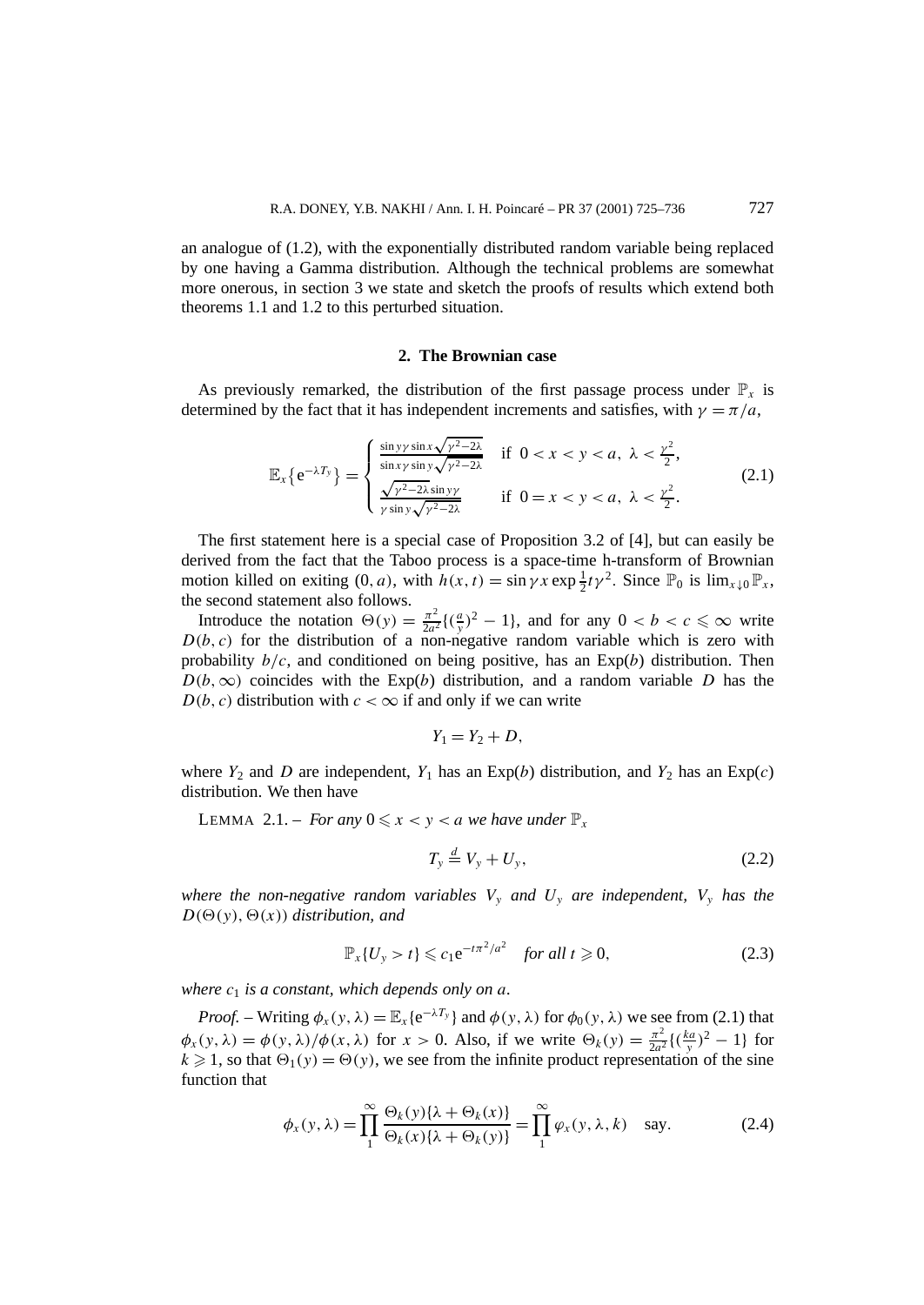an analogue of (1.2), with the exponentially distributed random variable being replaced by one having a Gamma distribution. Although the technical problems are somewhat more onerous, in section 3 we state and sketch the proofs of results which extend both theorems 1.1 and 1.2 to this perturbed situation.

## 2. The Brownian case

As previously remarked, the distribution of the first passage process under $\mathbb{P}_x$ is determined by the fact that it has independent increments and satisfies, with $\gamma = \pi/a$,

$$\mathbb{E}_x\{\mathrm{e}^{-\lambda T_y}\} = \begin{cases} \frac{\sin y\gamma \sin x\sqrt{\gamma^2-2\lambda}}{\sin x\gamma \sin y\sqrt{\gamma^2-2\lambda}} & \text{if } 0 < x < y < a,\ \lambda < \frac{\gamma^2}{2}, \\ \frac{\sqrt{\gamma^2-2\lambda}\sin y\gamma}{\gamma \sin y\sqrt{\gamma^2-2\lambda}} & \text{if } 0 = x < y < a,\ \lambda < \frac{\gamma^2}{2}. \end{cases} \tag{2.1}$$

The first statement here is a special case of Proposition 3.2 of [4], but can easily be derived from the fact that the Taboo process is a space-time h-transform of Brownian motion killed on exiting $(0, a)$, with $h(x,t) = \sin\gamma x \exp\frac{1}{2}t\gamma^2$. Since $\mathbb{P}_0$ is $\lim_{x\downarrow 0}\mathbb{P}_x$, the second statement also follows.

Introduce the notation $\Theta(y) = \frac{\pi^2}{2a^2}\{(\frac{a}{y})^2 - 1\}$, and for any $0 < b < c \leqslant \infty$ write $D(b,c)$ for the distribution of a non-negative random variable which is zero with probability $b/c$, and conditioned on being positive, has an Exp$(b)$ distribution. Then $D(b,\infty)$ coincides with the Exp$(b)$ distribution, and a random variable $D$ has the $D(b,c)$ distribution with $c < \infty$ if and only if we can write

$$Y_1 = Y_2 + D,$$

where $Y_2$ and $D$ are independent, $Y_1$ has an Exp$(b)$ distribution, and $Y_2$ has an Exp$(c)$ distribution. We then have

LEMMA 2.1. – *For any $0 \leqslant x < y < a$ we have under $\mathbb{P}_x$*

$$T_y \stackrel{d}{=} V_y + U_y, \tag{2.2}$$

*where the non-negative random variables $V_y$ and $U_y$ are independent, $V_y$ has the $D(\Theta(y), \Theta(x))$ distribution, and*

$$\mathbb{P}_x\{U_y > t\} \leqslant c_1\mathrm{e}^{-t\pi^2/a^2} \quad \textit{for all } t \geqslant 0, \tag{2.3}$$

*where $c_1$ is a constant, which depends only on $a$.*

*Proof.* – Writing $\phi_x(y,\lambda) = \mathbb{E}_x\{\mathrm{e}^{-\lambda T_y}\}$ and $\phi(y,\lambda)$ for $\phi_0(y,\lambda)$ we see from (2.1) that $\phi_x(y,\lambda) = \phi(y,\lambda)/\phi(x,\lambda)$ for $x > 0$. Also, if we write $\Theta_k(y) = \frac{\pi^2}{2a^2}\{(\frac{ka}{y})^2 - 1\}$ for $k \geqslant 1$, so that $\Theta_1(y) = \Theta(y)$, we see from the infinite product representation of the sine function that

$$\phi_x(y,\lambda) = \prod_1^\infty \frac{\Theta_k(y)\{\lambda + \Theta_k(x)\}}{\Theta_k(x)\{\lambda + \Theta_k(y)\}} = \prod_1^\infty \varphi_x(y,\lambda,k) \quad \text{say.} \tag{2.4}$$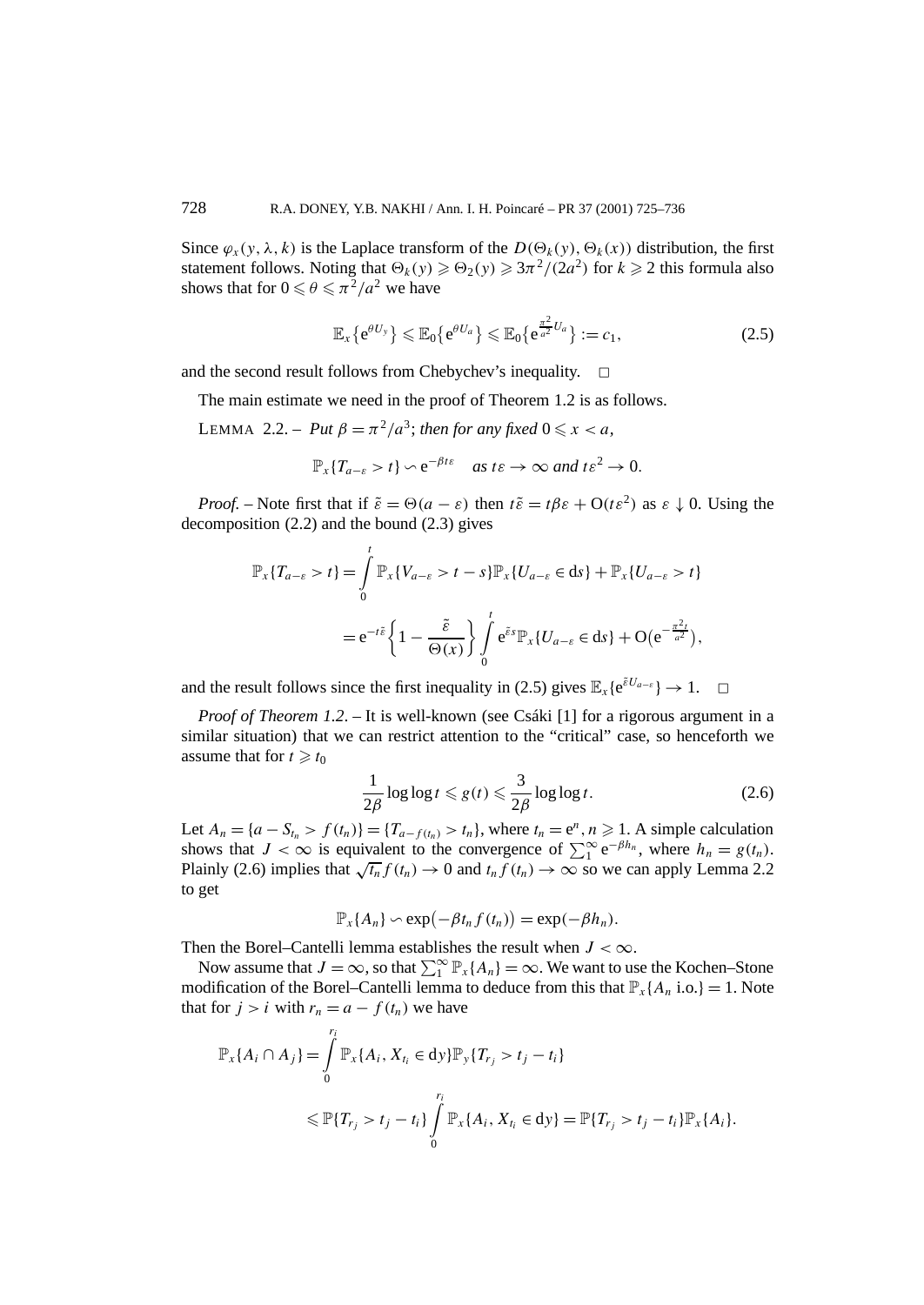Since $\varphi_x(y, \lambda, k)$ is the Laplace transform of the $D(\Theta_k(y), \Theta_k(x))$ distribution, the first statement follows. Noting that $\Theta_k(y) \geqslant \Theta_2(y) \geqslant 3\pi^2/(2a^2)$ for $k \geqslant 2$ this formula also shows that for $0 \leqslant \theta \leqslant \pi^2/a^2$ we have

$$\mathbb{E}_x\{\mathrm{e}^{\theta U_y}\} \leqslant \mathbb{E}_0\{\mathrm{e}^{\theta U_a}\} \leqslant \mathbb{E}_0\{\mathrm{e}^{\frac{\pi^2}{a^2}U_a}\} := c_1, \tag{2.5}$$

and the second result follows from Chebychev's inequality. $\square$

The main estimate we need in the proof of Theorem 1.2 is as follows.

LEMMA 2.2. – *Put $\beta = \pi^2/a^3$; then for any fixed $0 \leqslant x < a$,*

$$\mathbb{P}_x\{T_{a-\varepsilon} > t\} \backsim \mathrm{e}^{-\beta t\varepsilon} \quad \textit{as } t\varepsilon \to \infty \textit{ and } t\varepsilon^2 \to 0.$$

*Proof.* – Note first that if $\tilde{\varepsilon} = \Theta(a-\varepsilon)$ then $t\tilde{\varepsilon} = t\beta\varepsilon + \mathrm{O}(t\varepsilon^2)$ as $\varepsilon \downarrow 0$. Using the decomposition (2.2) and the bound (2.3) gives

$$\begin{aligned}
\mathbb{P}_x\{T_{a-\varepsilon} > t\} &= \int_0^t \mathbb{P}_x\{V_{a-\varepsilon} > t-s\}\mathbb{P}_x\{U_{a-\varepsilon} \in \mathrm{d}s\} + \mathbb{P}_x\{U_{a-\varepsilon} > t\} \\
&= \mathrm{e}^{-t\tilde{\varepsilon}}\left\{1 - \frac{\tilde{\varepsilon}}{\Theta(x)}\right\}\int_0^t \mathrm{e}^{\tilde{\varepsilon}s}\mathbb{P}_x\{U_{a-\varepsilon} \in \mathrm{d}s\} + \mathrm{O}\big(\mathrm{e}^{-\frac{\pi^2 t}{a^2}}\big),
\end{aligned}$$

and the result follows since the first inequality in (2.5) gives $\mathbb{E}_x\{\mathrm{e}^{\tilde{\varepsilon}U_{a-\varepsilon}}\} \to 1$. $\square$

*Proof of Theorem 1.2.* – It is well-known (see Csáki [1] for a rigorous argument in a similar situation) that we can restrict attention to the "critical" case, so henceforth we assume that for $t \geqslant t_0$

$$\frac{1}{2\beta}\log\log t \leqslant g(t) \leqslant \frac{3}{2\beta}\log\log t. \tag{2.6}$$

Let $A_n = \{a - S_{t_n} > f(t_n)\} = \{T_{a-f(t_n)} > t_n\}$, where $t_n = \mathrm{e}^n$, $n \geqslant 1$. A simple calculation shows that $J < \infty$ is equivalent to the convergence of $\sum_1^\infty \mathrm{e}^{-\beta h_n}$, where $h_n = g(t_n)$. Plainly (2.6) implies that $\sqrt{t_n} f(t_n) \to 0$ and $t_n f(t_n) \to \infty$ so we can apply Lemma 2.2 to get

$$\mathbb{P}_x\{A_n\} \backsim \exp\big(-\beta t_n f(t_n)\big) = \exp(-\beta h_n).$$

Then the Borel–Cantelli lemma establishes the result when $J < \infty$.

Now assume that $J = \infty$, so that $\sum_1^\infty \mathbb{P}_x\{A_n\} = \infty$. We want to use the Kochen–Stone modification of the Borel–Cantelli lemma to deduce from this that $\mathbb{P}_x\{A_n \text{ i.o.}\} = 1$. Note that for $j > i$ with $r_n = a - f(t_n)$ we have

$$\begin{aligned}
\mathbb{P}_x\{A_i \cap A_j\} &= \int_0^{r_i} \mathbb{P}_x\{A_i, X_{t_i} \in \mathrm{d}y\}\mathbb{P}_y\{T_{r_j} > t_j - t_i\} \\
&\leqslant \mathbb{P}\{T_{r_j} > t_j - t_i\}\int_0^{r_i} \mathbb{P}_x\{A_i, X_{t_i} \in \mathrm{d}y\} = \mathbb{P}\{T_{r_j} > t_j - t_i\}\mathbb{P}_x\{A_i\}.
\end{aligned}$$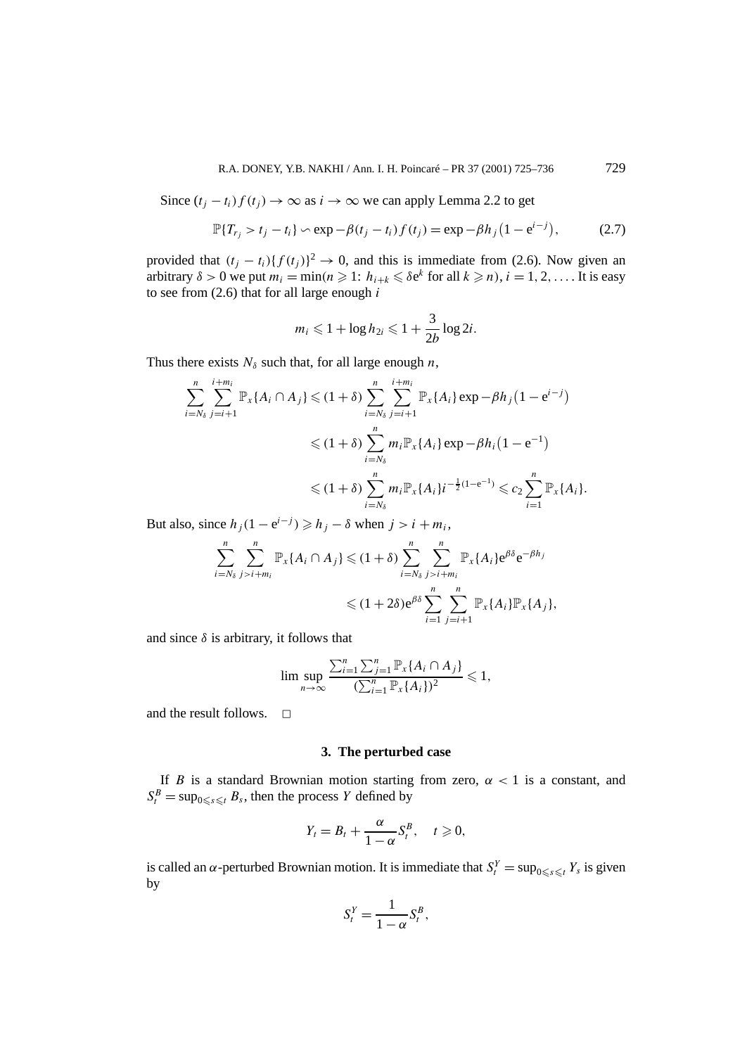Since $(t_j - t_i) f(t_j) \to \infty$ as $i \to \infty$ we can apply Lemma 2.2 to get

$$\mathbb{P}\{T_{r_j} > t_j - t_i\} \backsim \exp -\beta (t_j - t_i) f(t_j) = \exp -\beta h_j \left(1 - \mathrm{e}^{i-j}\right), \tag{2.7}$$

provided that $(t_j - t_i)\{f(t_j)\}^2 \to 0$, and this is immediate from (2.6). Now given an arbitrary $\delta > 0$ we put $m_i = \min(n \geqslant 1\colon h_{i+k} \leqslant \delta \mathrm{e}^k$ for all $k \geqslant n)$, $i = 1, 2, \ldots$. It is easy to see from (2.6) that for all large enough $i$

$$m_i \leqslant 1 + \log h_{2i} \leqslant 1 + \frac{3}{2b} \log 2i.$$

Thus there exists $N_\delta$ such that, for all large enough $n$,

$$\begin{aligned}
\sum_{i=N_\delta}^{n} \sum_{j=i+1}^{i+m_i} \mathbb{P}_x\{A_i \cap A_j\} &\leqslant (1+\delta) \sum_{i=N_\delta}^{n} \sum_{j=i+1}^{i+m_i} \mathbb{P}_x\{A_i\} \exp -\beta h_j \left(1 - \mathrm{e}^{i-j}\right) \\
&\leqslant (1+\delta) \sum_{i=N_\delta}^{n} m_i \mathbb{P}_x\{A_i\} \exp -\beta h_i \left(1 - \mathrm{e}^{-1}\right) \\
&\leqslant (1+\delta) \sum_{i=N_\delta}^{n} m_i \mathbb{P}_x\{A_i\} i^{-\frac{1}{2}(1-\mathrm{e}^{-1})} \leqslant c_2 \sum_{i=1}^{n} \mathbb{P}_x\{A_i\}.
\end{aligned}$$

But also, since $h_j(1 - \mathrm{e}^{i-j}) \geqslant h_j - \delta$ when $j > i + m_i$,

$$\begin{aligned}
\sum_{i=N_\delta}^{n} \sum_{j>i+m_i}^{n} \mathbb{P}_x\{A_i \cap A_j\} &\leqslant (1+\delta) \sum_{i=N_\delta}^{n} \sum_{j>i+m_i}^{n} \mathbb{P}_x\{A_i\} \mathrm{e}^{\beta\delta} \mathrm{e}^{-\beta h_j} \\
&\leqslant (1+2\delta) \mathrm{e}^{\beta\delta} \sum_{i=1}^{n} \sum_{j=i+1}^{n} \mathbb{P}_x\{A_i\} \mathbb{P}_x\{A_j\},
\end{aligned}$$

and since $\delta$ is arbitrary, it follows that

$$\limsup_{n\to\infty} \frac{\sum_{i=1}^{n} \sum_{j=1}^{n} \mathbb{P}_x\{A_i \cap A_j\}}{(\sum_{i=1}^{n} \mathbb{P}_x\{A_i\})^2} \leqslant 1,$$

and the result follows. $\square$

## 3. The perturbed case

If $B$ is a standard Brownian motion starting from zero, $\alpha < 1$ is a constant, and $S_t^B = \sup_{0 \leqslant s \leqslant t} B_s$, then the process $Y$ defined by

$$Y_t = B_t + \frac{\alpha}{1-\alpha} S_t^B, \quad t \geqslant 0,$$

is called an $\alpha$-perturbed Brownian motion. It is immediate that $S_t^Y = \sup_{0 \leqslant s \leqslant t} Y_s$ is given by

$$S_t^Y = \frac{1}{1-\alpha} S_t^B,$$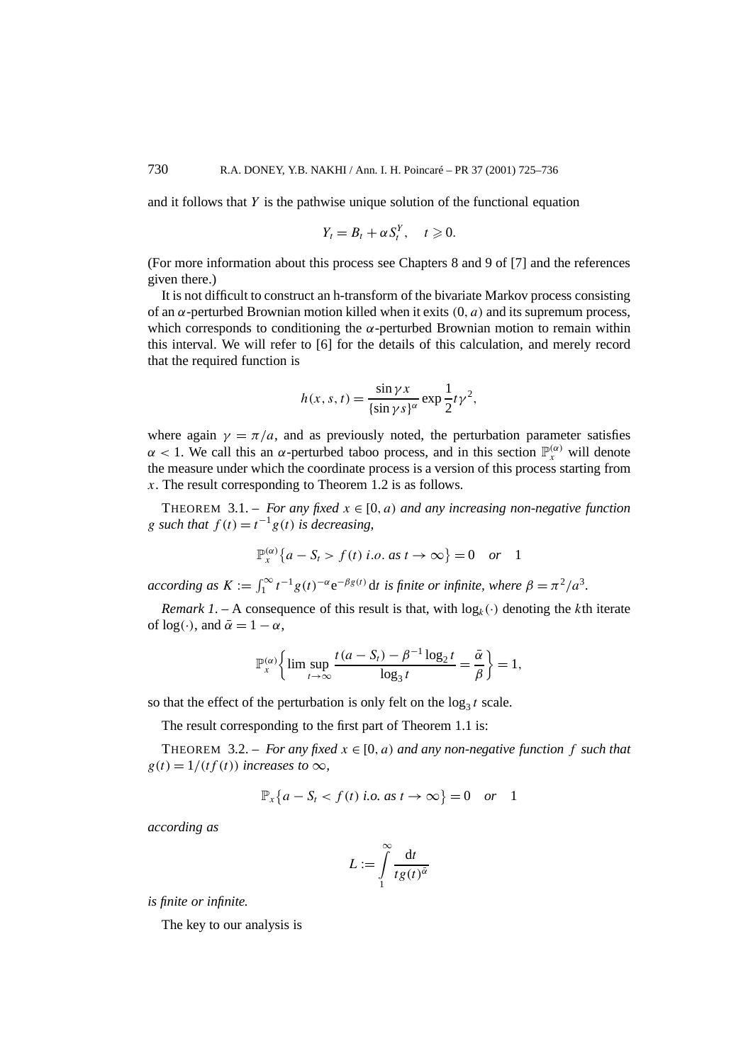and it follows that $Y$ is the pathwise unique solution of the functional equation

$$Y_t = B_t + \alpha S_t^Y, \quad t \geqslant 0.$$

(For more information about this process see Chapters 8 and 9 of [7] and the references given there.)

It is not difficult to construct an h-transform of the bivariate Markov process consisting of an $\alpha$-perturbed Brownian motion killed when it exits $(0, a)$ and its supremum process, which corresponds to conditioning the $\alpha$-perturbed Brownian motion to remain within this interval. We will refer to [6] for the details of this calculation, and merely record that the required function is

$$h(x, s, t) = \frac{\sin \gamma x}{\{\sin \gamma s\}^\alpha} \exp \frac{1}{2} t \gamma^2,$$

where again $\gamma = \pi/a$, and as previously noted, the perturbation parameter satisfies $\alpha < 1$. We call this an $\alpha$-perturbed taboo process, and in this section $\mathbb{P}_x^{(\alpha)}$ will denote the measure under which the coordinate process is a version of this process starting from $x$. The result corresponding to Theorem 1.2 is as follows.

THEOREM 3.1. – *For any fixed $x \in [0, a)$ and any increasing non-negative function $g$ such that $f(t) = t^{-1} g(t)$ is decreasing,*

$$\mathbb{P}_x^{(\alpha)}\{a - S_t > f(t) \text{ i.o. as } t \to \infty\} = 0 \quad \textit{or} \quad 1$$

*according as $K := \int_1^\infty t^{-1} g(t)^{-\alpha} \mathrm{e}^{-\beta g(t)}\, \mathrm{d}t$ is finite or infinite, where $\beta = \pi^2/a^3$.*

*Remark 1.* – A consequence of this result is that, with $\log_k(\cdot)$ denoting the $k$th iterate of $\log(\cdot)$, and $\bar{\alpha} = 1 - \alpha$,

$$\mathbb{P}_x^{(\alpha)}\left\{ \limsup_{t \to \infty} \frac{t(a - S_t) - \beta^{-1} \log_2 t}{\log_3 t} = \frac{\bar{\alpha}}{\beta} \right\} = 1,$$

so that the effect of the perturbation is only felt on the $\log_3 t$ scale.

The result corresponding to the first part of Theorem 1.1 is:

THEOREM 3.2. – *For any fixed $x \in [0, a)$ and any non-negative function $f$ such that $g(t) = 1/(t f(t))$ increases to $\infty$,*

$$\mathbb{P}_x\{a - S_t < f(t) \text{ i.o. as } t \to \infty\} = 0 \quad \textit{or} \quad 1$$

*according as*

$$L := \int_1^\infty \frac{\mathrm{d}t}{t g(t)^{\bar{\alpha}}}$$

*is finite or infinite.*

The key to our analysis is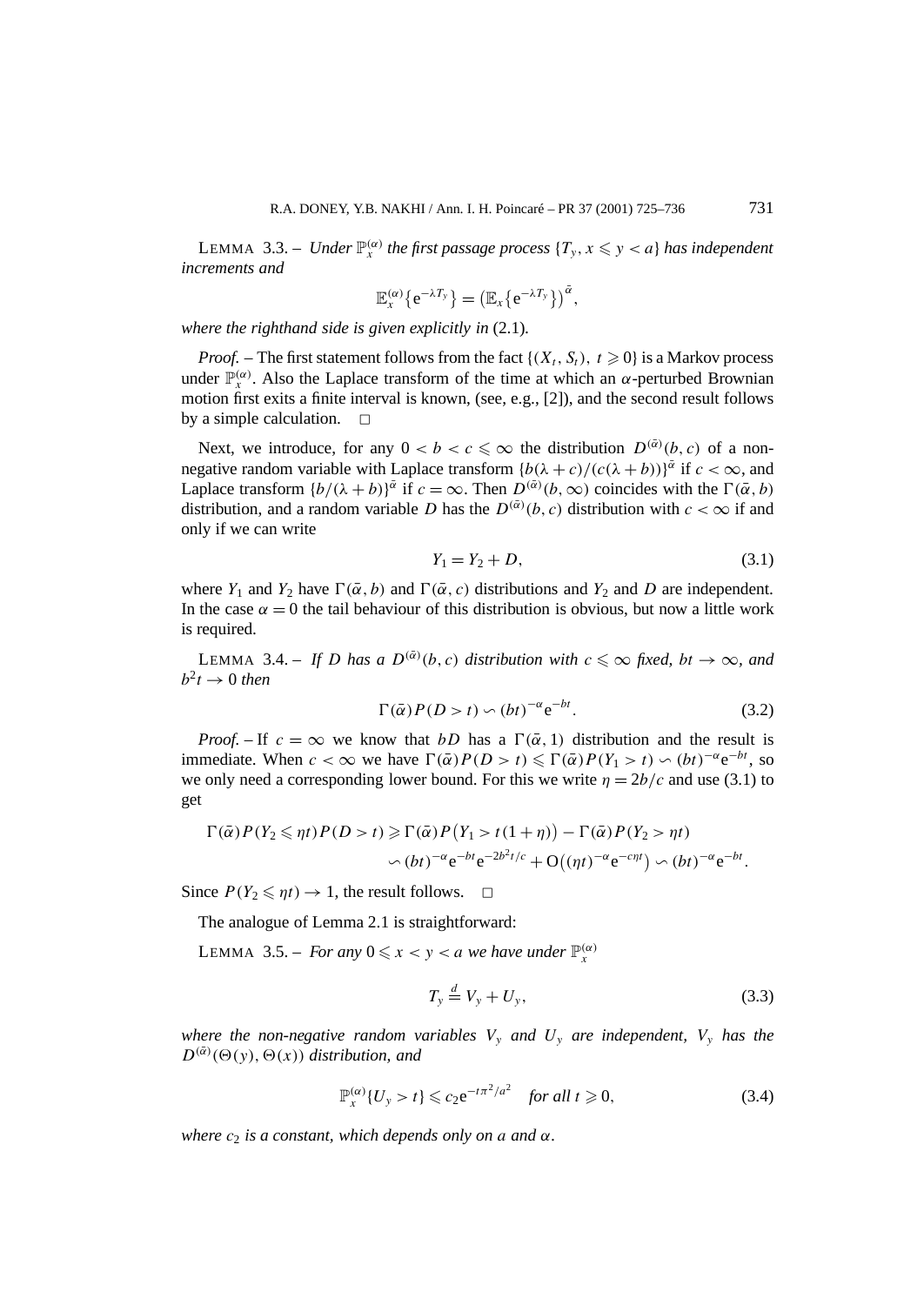LEMMA 3.3. – *Under $\mathbb{P}_x^{(\alpha)}$ the first passage process $\{T_y, x \leqslant y < a\}$ has independent increments and*

$$\mathbb{E}_x^{(\alpha)}\{e^{-\lambda T_y}\} = \left(\mathbb{E}_x\{e^{-\lambda T_y}\}\right)^{\bar{\alpha}},$$

*where the righthand side is given explicitly in* (2.1)*.*

*Proof.* – The first statement follows from the fact $\{(X_t, S_t),\ t \geqslant 0\}$ is a Markov process under $\mathbb{P}_x^{(\alpha)}$. Also the Laplace transform of the time at which an $\alpha$-perturbed Brownian motion first exits a finite interval is known, (see, e.g., [2]), and the second result follows by a simple calculation. □

Next, we introduce, for any $0 < b < c \leqslant \infty$ the distribution $D^{(\bar{\alpha})}(b, c)$ of a non-negative random variable with Laplace transform $\{b(\lambda + c)/(c(\lambda + b))\}^{\bar{\alpha}}$ if $c < \infty$, and Laplace transform $\{b/(\lambda + b)\}^{\bar{\alpha}}$ if $c = \infty$. Then $D^{(\bar{\alpha})}(b, \infty)$ coincides with the $\Gamma(\bar{\alpha}, b)$ distribution, and a random variable $D$ has the $D^{(\bar{\alpha})}(b, c)$ distribution with $c < \infty$ if and only if we can write

$$Y_1 = Y_2 + D, \tag{3.1}$$

where $Y_1$ and $Y_2$ have $\Gamma(\bar{\alpha}, b)$ and $\Gamma(\bar{\alpha}, c)$ distributions and $Y_2$ and $D$ are independent. In the case $\alpha = 0$ the tail behaviour of this distribution is obvious, but now a little work is required.

LEMMA 3.4. – *If $D$ has a $D^{(\bar{\alpha})}(b, c)$ distribution with $c \leqslant \infty$ fixed, $bt \to \infty$, and $b^2 t \to 0$ then*

$$\Gamma(\bar{\alpha}) P(D > t) \backsim (bt)^{-\alpha} e^{-bt}. \tag{3.2}$$

*Proof.* – If $c = \infty$ we know that $bD$ has a $\Gamma(\bar{\alpha}, 1)$ distribution and the result is immediate. When $c < \infty$ we have $\Gamma(\bar{\alpha}) P(D > t) \leqslant \Gamma(\bar{\alpha}) P(Y_1 > t) \backsim (bt)^{-\alpha} e^{-bt}$, so we only need a corresponding lower bound. For this we write $\eta = 2b/c$ and use (3.1) to get

$$\begin{aligned}
\Gamma(\bar{\alpha}) P(Y_2 \leqslant \eta t) P(D > t) &\geqslant \Gamma(\bar{\alpha}) P\big(Y_1 > t(1 + \eta)\big) - \Gamma(\bar{\alpha}) P(Y_2 > \eta t) \\
&\backsim (bt)^{-\alpha} e^{-bt} e^{-2b^2 t/c} + O\big((\eta t)^{-\alpha} e^{-c\eta t}\big) \backsim (bt)^{-\alpha} e^{-bt}.
\end{aligned}$$

Since $P(Y_2 \leqslant \eta t) \to 1$, the result follows. □

The analogue of Lemma 2.1 is straightforward:

LEMMA 3.5. – *For any $0 \leqslant x < y < a$ we have under $\mathbb{P}_x^{(\alpha)}$*

$$T_y \overset{d}{=} V_y + U_y, \tag{3.3}$$

*where the non-negative random variables $V_y$ and $U_y$ are independent, $V_y$ has the $D^{(\bar{\alpha})}(\Theta(y), \Theta(x))$ distribution, and*

$$\mathbb{P}_x^{(\alpha)}\{U_y > t\} \leqslant c_2 e^{-t\pi^2/a^2} \quad \text{for all } t \geqslant 0, \tag{3.4}$$

*where $c_2$ is a constant, which depends only on $a$ and $\alpha$.*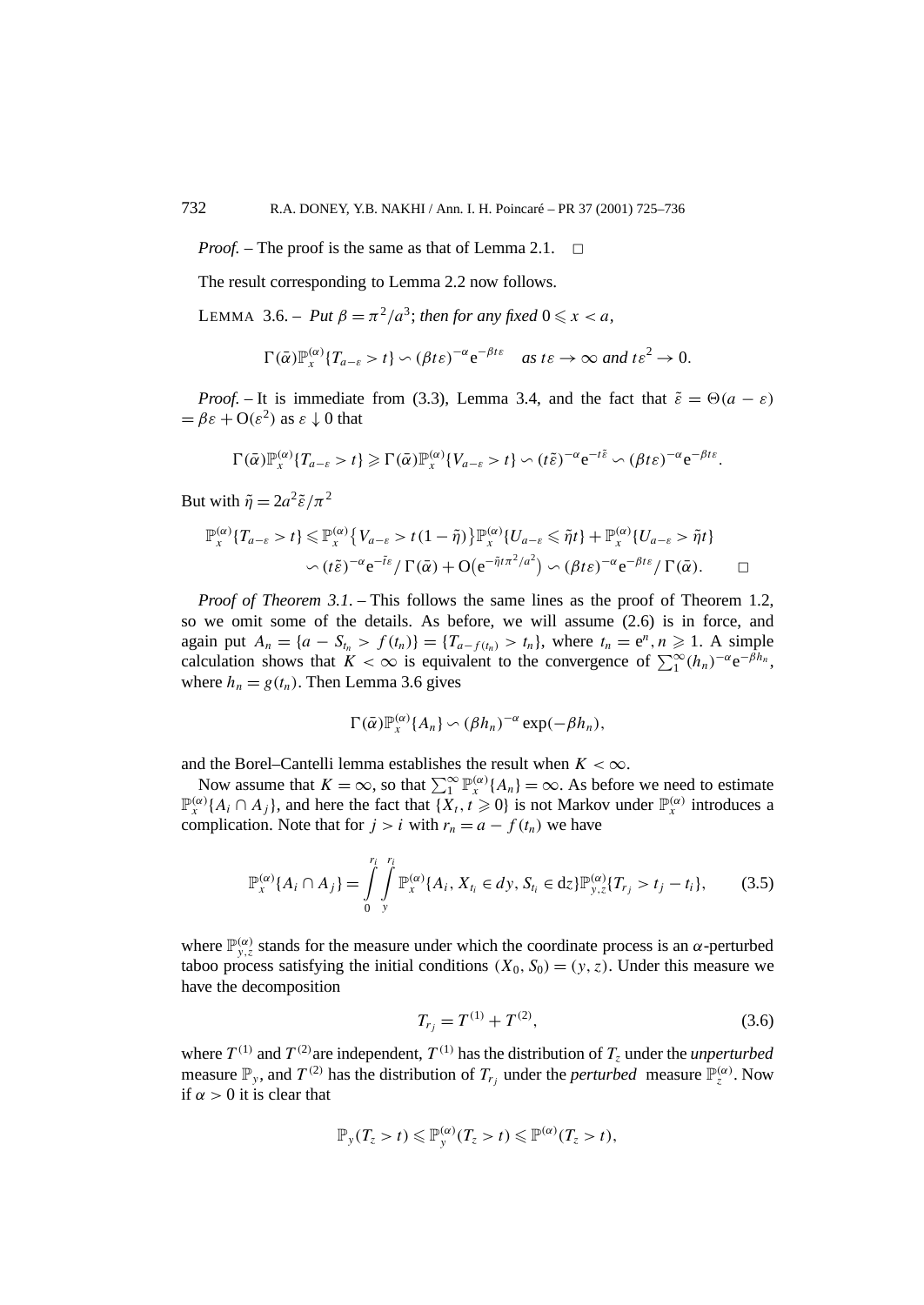*Proof.* – The proof is the same as that of Lemma 2.1. □

The result corresponding to Lemma 2.2 now follows.

LEMMA 3.6. – *Put* $\beta = \pi^2/a^3$; *then for any fixed* $0 \leqslant x < a$,

$$\Gamma(\bar{\alpha})\mathbb{P}_x^{(\alpha)}\{T_{a-\varepsilon} > t\} \backsim (\beta t\varepsilon)^{-\alpha}\mathrm{e}^{-\beta t\varepsilon} \quad \textit{as } t\varepsilon \to \infty \textit{ and } t\varepsilon^2 \to 0.$$

*Proof.* – It is immediate from (3.3), Lemma 3.4, and the fact that $\tilde{\varepsilon} = \Theta(a - \varepsilon) = \beta\varepsilon + \mathrm{O}(\varepsilon^2)$ as $\varepsilon \downarrow 0$ that

$$\Gamma(\bar{\alpha})\mathbb{P}_x^{(\alpha)}\{T_{a-\varepsilon} > t\} \geqslant \Gamma(\bar{\alpha})\mathbb{P}_x^{(\alpha)}\{V_{a-\varepsilon} > t\} \backsim (t\tilde{\varepsilon})^{-\alpha}\mathrm{e}^{-t\tilde{\varepsilon}} \backsim (\beta t\varepsilon)^{-\alpha}\mathrm{e}^{-\beta t\varepsilon}.$$

But with $\tilde{\eta} = 2a^2\tilde{\varepsilon}/\pi^2$

$$\begin{aligned}
\mathbb{P}_x^{(\alpha)}\{T_{a-\varepsilon} > t\} &\leqslant \mathbb{P}_x^{(\alpha)}\{V_{a-\varepsilon} > t(1-\tilde{\eta})\}\mathbb{P}_x^{(\alpha)}\{U_{a-\varepsilon} \leqslant \tilde{\eta}t\} + \mathbb{P}_x^{(\alpha)}\{U_{a-\varepsilon} > \tilde{\eta}t\} \\
&\backsim (t\tilde{\varepsilon})^{-\alpha}\mathrm{e}^{-\tilde{t}\varepsilon}/\Gamma(\bar{\alpha}) + \mathrm{O}\big(\mathrm{e}^{-\tilde{\eta}t\pi^2/a^2}\big) \backsim (\beta t\varepsilon)^{-\alpha}\mathrm{e}^{-\beta t\varepsilon}/\Gamma(\bar{\alpha}). \qquad \square
\end{aligned}$$

*Proof of Theorem 3.1.* – This follows the same lines as the proof of Theorem 1.2, so we omit some of the details. As before, we will assume (2.6) is in force, and again put $A_n = \{a - S_{t_n} > f(t_n)\} = \{T_{a-f(t_n)} > t_n\}$, where $t_n = \mathrm{e}^n, n \geqslant 1$. A simple calculation shows that $K < \infty$ is equivalent to the convergence of $\sum_1^\infty (h_n)^{-\alpha}\mathrm{e}^{-\beta h_n}$, where $h_n = g(t_n)$. Then Lemma 3.6 gives

$$\Gamma(\bar{\alpha})\mathbb{P}_x^{(\alpha)}\{A_n\} \backsim (\beta h_n)^{-\alpha}\exp(-\beta h_n),$$

and the Borel–Cantelli lemma establishes the result when $K < \infty$.

Now assume that $K = \infty$, so that $\sum_1^\infty \mathbb{P}_x^{(\alpha)}\{A_n\} = \infty$. As before we need to estimate $\mathbb{P}_x^{(\alpha)}\{A_i \cap A_j\}$, and here the fact that $\{X_t, t \geqslant 0\}$ is not Markov under $\mathbb{P}_x^{(\alpha)}$ introduces a complication. Note that for $j > i$ with $r_n = a - f(t_n)$ we have

$$\mathbb{P}_x^{(\alpha)}\{A_i \cap A_j\} = \int_0^{r_i}\int_y^{r_i} \mathbb{P}_x^{(\alpha)}\{A_i, X_{t_i} \in dy, S_{t_i} \in \mathrm{d}z\}\mathbb{P}_{y,z}^{(\alpha)}\{T_{r_j} > t_j - t_i\}, \qquad (3.5)$$

where $\mathbb{P}_{y,z}^{(\alpha)}$ stands for the measure under which the coordinate process is an $\alpha$-perturbed taboo process satisfying the initial conditions $(X_0, S_0) = (y, z)$. Under this measure we have the decomposition

$$T_{r_j} = T^{(1)} + T^{(2)}, \qquad (3.6)$$

where $T^{(1)}$ and $T^{(2)}$ are independent, $T^{(1)}$ has the distribution of $T_z$ under the *unperturbed* measure $\mathbb{P}_y$, and $T^{(2)}$ has the distribution of $T_{r_j}$ under the *perturbed* measure $\mathbb{P}_z^{(\alpha)}$. Now if $\alpha > 0$ it is clear that

$$\mathbb{P}_y(T_z > t) \leqslant \mathbb{P}_y^{(\alpha)}(T_z > t) \leqslant \mathbb{P}^{(\alpha)}(T_z > t),$$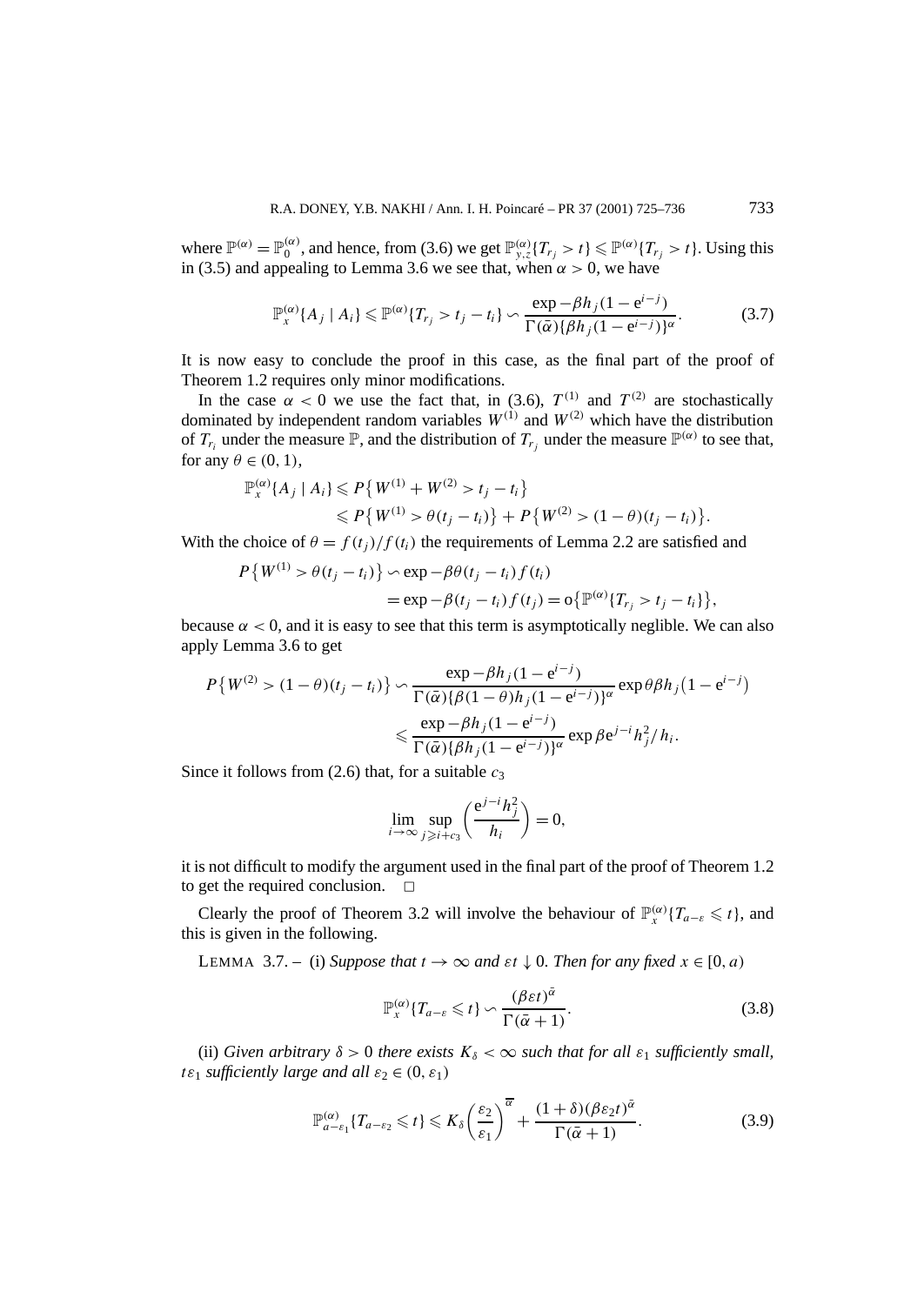where $\mathbb{P}^{(\alpha)} = \mathbb{P}_0^{(\alpha)}$, and hence, from (3.6) we get $\mathbb{P}_{y,z}^{(\alpha)}\{T_{r_j} > t\} \leqslant \mathbb{P}^{(\alpha)}\{T_{r_j} > t\}$. Using this in (3.5) and appealing to Lemma 3.6 we see that, when $\alpha > 0$, we have

$$\mathbb{P}_x^{(\alpha)}\{A_j \mid A_i\} \leqslant \mathbb{P}^{(\alpha)}\{T_{r_j} > t_j - t_i\} \backsim \frac{\exp -\beta h_j(1 - \mathrm{e}^{i-j})}{\Gamma(\bar{\alpha})\{\beta h_j(1 - \mathrm{e}^{i-j})\}^{\alpha}}. \tag{3.7}$$

It is now easy to conclude the proof in this case, as the final part of the proof of Theorem 1.2 requires only minor modifications.

In the case $\alpha < 0$ we use the fact that, in (3.6), $T^{(1)}$ and $T^{(2)}$ are stochastically dominated by independent random variables $W^{(1)}$ and $W^{(2)}$ which have the distribution of $T_{r_i}$ under the measure $\mathbb{P}$, and the distribution of $T_{r_j}$ under the measure $\mathbb{P}^{(\alpha)}$ to see that, for any $\theta \in (0, 1)$,

$$\begin{aligned}
\mathbb{P}_x^{(\alpha)}\{A_j \mid A_i\} &\leqslant P\big\{W^{(1)} + W^{(2)} > t_j - t_i\big\} \\
&\leqslant P\big\{W^{(1)} > \theta(t_j - t_i)\big\} + P\big\{W^{(2)} > (1 - \theta)(t_j - t_i)\big\}.
\end{aligned}$$

With the choice of $\theta = f(t_j)/f(t_i)$ the requirements of Lemma 2.2 are satisfied and

$$\begin{aligned}
P\big\{W^{(1)} > \theta(t_j - t_i)\big\} &\backsim \exp -\beta\theta(t_j - t_i) f(t_i) \\
&= \exp -\beta(t_j - t_i) f(t_j) = \mathrm{o}\big\{\mathbb{P}^{(\alpha)}\{T_{r_j} > t_j - t_i\}\big\},
\end{aligned}$$

because $\alpha < 0$, and it is easy to see that this term is asymptotically neglible. We can also apply Lemma 3.6 to get

$$\begin{aligned}
P\big\{W^{(2)} > (1 - \theta)(t_j - t_i)\big\} &\backsim \frac{\exp -\beta h_j(1 - \mathrm{e}^{i-j})}{\Gamma(\bar{\alpha})\{\beta(1 - \theta)h_j(1 - \mathrm{e}^{i-j})\}^{\alpha}} \exp \theta\beta h_j\big(1 - \mathrm{e}^{i-j}\big) \\
&\leqslant \frac{\exp -\beta h_j(1 - \mathrm{e}^{i-j})}{\Gamma(\bar{\alpha})\{\beta h_j(1 - \mathrm{e}^{i-j})\}^{\alpha}} \exp \beta \mathrm{e}^{j-i} h_j^2/h_i.
\end{aligned}$$

Since it follows from (2.6) that, for a suitable $c_3$

$$\lim_{i \to \infty} \sup_{j \geqslant i + c_3} \left(\frac{\mathrm{e}^{j-i} h_j^2}{h_i}\right) = 0,$$

it is not difficult to modify the argument used in the final part of the proof of Theorem 1.2 to get the required conclusion. □

Clearly the proof of Theorem 3.2 will involve the behaviour of $\mathbb{P}_x^{(\alpha)}\{T_{a-\varepsilon} \leqslant t\}$, and this is given in the following.

LEMMA 3.7. – (i) *Suppose that $t \to \infty$ and $\varepsilon t \downarrow 0$. Then for any fixed $x \in [0, a)$*

$$\mathbb{P}_x^{(\alpha)}\{T_{a-\varepsilon} \leqslant t\} \backsim \frac{(\beta\varepsilon t)^{\bar{\alpha}}}{\Gamma(\bar{\alpha} + 1)}. \tag{3.8}$$

(ii) *Given arbitrary $\delta > 0$ there exists $K_\delta < \infty$ such that for all $\varepsilon_1$ sufficiently small, $t\varepsilon_1$ sufficiently large and all $\varepsilon_2 \in (0, \varepsilon_1)$*

$$\mathbb{P}_{a-\varepsilon_1}^{(\alpha)}\{T_{a-\varepsilon_2} \leqslant t\} \leqslant K_\delta \left(\frac{\varepsilon_2}{\varepsilon_1}\right)^{\overline{\alpha}} + \frac{(1 + \delta)(\beta\varepsilon_2 t)^{\bar{\alpha}}}{\Gamma(\bar{\alpha} + 1)}. \tag{3.9}$$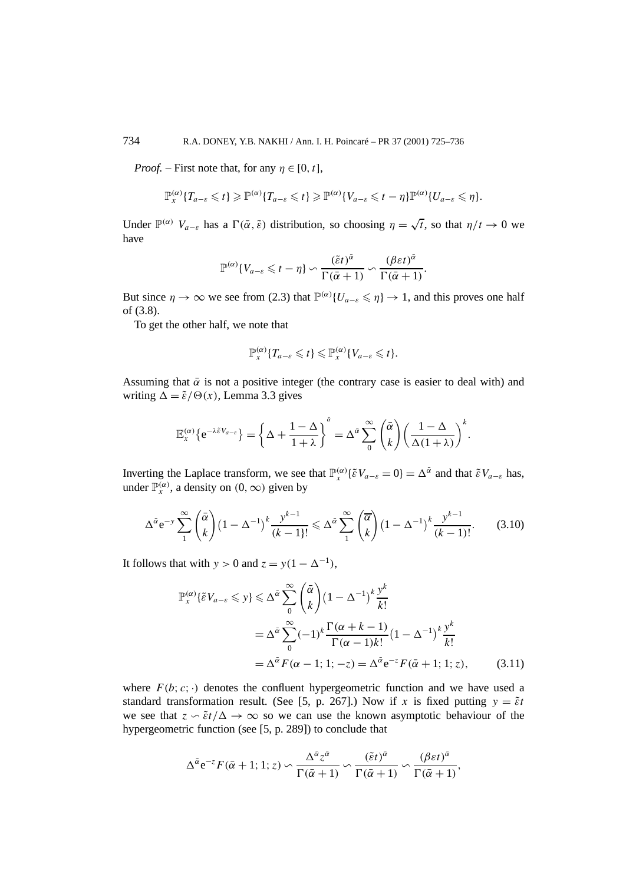*Proof.* – First note that, for any $\eta \in [0, t]$,

$$\mathbb{P}_x^{(\alpha)}\{T_{a-\varepsilon} \leqslant t\} \geqslant \mathbb{P}^{(\alpha)}\{T_{a-\varepsilon} \leqslant t\} \geqslant \mathbb{P}^{(\alpha)}\{V_{a-\varepsilon} \leqslant t-\eta\}\mathbb{P}^{(\alpha)}\{U_{a-\varepsilon} \leqslant \eta\}.$$

Under $\mathbb{P}^{(\alpha)}$ $V_{a-\varepsilon}$ has a $\Gamma(\bar{\alpha}, \tilde{\varepsilon})$ distribution, so choosing $\eta = \sqrt{t}$, so that $\eta/t \to 0$ we have

$$\mathbb{P}^{(\alpha)}\{V_{a-\varepsilon} \leqslant t-\eta\} \backsim \frac{(\tilde{\varepsilon}t)^{\bar{\alpha}}}{\Gamma(\bar{\alpha}+1)} \backsim \frac{(\beta\varepsilon t)^{\bar{\alpha}}}{\Gamma(\bar{\alpha}+1)}.$$

But since $\eta \to \infty$ we see from (2.3) that $\mathbb{P}^{(\alpha)}\{U_{a-\varepsilon} \leqslant \eta\} \to 1$, and this proves one half of (3.8).

To get the other half, we note that

$$\mathbb{P}_x^{(\alpha)}\{T_{a-\varepsilon} \leqslant t\} \leqslant \mathbb{P}_x^{(\alpha)}\{V_{a-\varepsilon} \leqslant t\}.$$

Assuming that $\bar{\alpha}$ is not a positive integer (the contrary case is easier to deal with) and writing $\Delta = \tilde{\varepsilon}/\Theta(x)$, Lemma 3.3 gives

$$\mathbb{E}_x^{(\alpha)}\{\mathrm{e}^{-\lambda\tilde{\varepsilon}V_{a-\varepsilon}}\} = \left\{\Delta + \frac{1-\Delta}{1+\lambda}\right\}^{\bar{\alpha}} = \Delta^{\bar{\alpha}}\sum_0^\infty \binom{\bar{\alpha}}{k}\left(\frac{1-\Delta}{\Delta(1+\lambda)}\right)^k.$$

Inverting the Laplace transform, we see that $\mathbb{P}_x^{(\alpha)}\{\tilde{\varepsilon}V_{a-\varepsilon} = 0\} = \Delta^{\bar{\alpha}}$ and that $\tilde{\varepsilon}V_{a-\varepsilon}$ has, under $\mathbb{P}_x^{(\alpha)}$, a density on $(0, \infty)$ given by

$$\Delta^{\bar{\alpha}}\mathrm{e}^{-y}\sum_1^\infty \binom{\bar{\alpha}}{k}\left(1-\Delta^{-1}\right)^k \frac{y^{k-1}}{(k-1)!} \leqslant \Delta^{\bar{\alpha}}\sum_1^\infty \binom{\overline{\alpha}}{k}\left(1-\Delta^{-1}\right)^k \frac{y^{k-1}}{(k-1)!}. \tag{3.10}$$

It follows that with $y > 0$ and $z = y(1-\Delta^{-1})$,

$$\begin{aligned}
\mathbb{P}_x^{(\alpha)}\{\tilde{\varepsilon}V_{a-\varepsilon} \leqslant y\} &\leqslant \Delta^{\bar{\alpha}}\sum_0^\infty \binom{\bar{\alpha}}{k}\left(1-\Delta^{-1}\right)^k \frac{y^k}{k!} \\
&= \Delta^{\bar{\alpha}}\sum_0^\infty (-1)^k \frac{\Gamma(\alpha+k-1)}{\Gamma(\alpha-1)k!}\left(1-\Delta^{-1}\right)^k \frac{y^k}{k!} \\
&= \Delta^{\bar{\alpha}}F(\alpha-1; 1; -z) = \Delta^{\bar{\alpha}}\mathrm{e}^{-z}F(\bar{\alpha}+1; 1; z),
\end{aligned} \tag{3.11}$$

where $F(b; c; \cdot)$ denotes the confluent hypergeometric function and we have used a standard transformation result. (See [5, p. 267].) Now if $x$ is fixed putting $y = \tilde{\varepsilon}t$ we see that $z \backsim \tilde{\varepsilon}t/\Delta \to \infty$ so we can use the known asymptotic behaviour of the hypergeometric function (see [5, p. 289]) to conclude that

$$\Delta^{\bar{\alpha}}\mathrm{e}^{-z}F(\bar{\alpha}+1; 1; z) \backsim \frac{\Delta^{\bar{\alpha}}z^{\bar{\alpha}}}{\Gamma(\bar{\alpha}+1)} \backsim \frac{(\tilde{\varepsilon}t)^{\bar{\alpha}}}{\Gamma(\bar{\alpha}+1)} \backsim \frac{(\beta\varepsilon t)^{\bar{\alpha}}}{\Gamma(\bar{\alpha}+1)},$$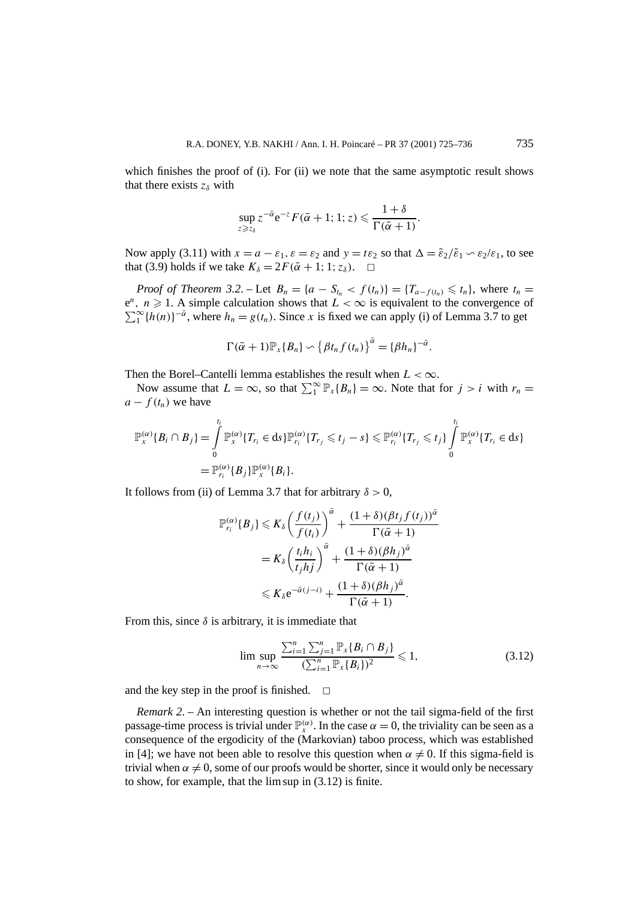which finishes the proof of (i). For (ii) we note that the same asymptotic result shows that there exists $z_\delta$ with

$$\sup_{z \geqslant z_\delta} z^{-\bar{\alpha}} \mathrm{e}^{-z} F(\bar{\alpha}+1;1;z) \leqslant \frac{1+\delta}{\Gamma(\bar{\alpha}+1)}.$$

Now apply (3.11) with $x = a - \varepsilon_1$, $\varepsilon = \varepsilon_2$ and $y = t\varepsilon_2$ so that $\Delta = \tilde{\varepsilon}_2/\tilde{\varepsilon}_1 \backsim \varepsilon_2/\varepsilon_1$, to see that (3.9) holds if we take $K_\delta = 2F(\bar{\alpha}+1;1;z_\delta)$. $\square$

*Proof of Theorem 3.2.* – Let $B_n = \{a - S_{t_n} < f(t_n)\} = \{T_{a-f(t_n)} \leqslant t_n\}$, where $t_n = \mathrm{e}^n$, $n \geqslant 1$. A simple calculation shows that $L < \infty$ is equivalent to the convergence of $\sum_1^\infty \{h(n)\}^{-\bar{\alpha}}$, where $h_n = g(t_n)$. Since $x$ is fixed we can apply (i) of Lemma 3.7 to get

$$\Gamma(\bar{\alpha}+1)\mathbb{P}_x\{B_n\} \backsim \{\beta t_n f(t_n)\}^{\bar{\alpha}} = \{\beta h_n\}^{-\bar{\alpha}}.$$

Then the Borel–Cantelli lemma establishes the result when $L < \infty$.

Now assume that $L = \infty$, so that $\sum_1^\infty \mathbb{P}_x\{B_n\} = \infty$. Note that for $j > i$ with $r_n = a - f(t_n)$ we have

$$\begin{aligned}
\mathbb{P}_x^{(\alpha)}\{B_i \cap B_j\} &= \int_0^{t_i} \mathbb{P}_x^{(\alpha)}\{T_{r_i} \in \mathrm{d}s\} \mathbb{P}_{r_i}^{(\alpha)}\{T_{r_j} \leqslant t_j - s\} \leqslant \mathbb{P}_{r_i}^{(\alpha)}\{T_{r_j} \leqslant t_j\} \int_0^{t_i} \mathbb{P}_x^{(\alpha)}\{T_{r_i} \in \mathrm{d}s\} \\
&= \mathbb{P}_{r_i}^{(\alpha)}\{B_j\}\mathbb{P}_x^{(\alpha)}\{B_i\}.
\end{aligned}$$

It follows from (ii) of Lemma 3.7 that for arbitrary $\delta > 0$,

$$\begin{aligned}
\mathbb{P}_{r_i}^{(\alpha)}\{B_j\} &\leqslant K_\delta \left(\frac{f(t_j)}{f(t_i)}\right)^{\bar{\alpha}} + \frac{(1+\delta)(\beta t_j f(t_j))^{\bar{\alpha}}}{\Gamma(\bar{\alpha}+1)} \\
&= K_\delta \left(\frac{t_i h_i}{t_j hj}\right)^{\bar{\alpha}} + \frac{(1+\delta)(\beta h_j)^{\bar{\alpha}}}{\Gamma(\bar{\alpha}+1)} \\
&\leqslant K_\delta \mathrm{e}^{-\bar{\alpha}(j-i)} + \frac{(1+\delta)(\beta h_j)^{\bar{\alpha}}}{\Gamma(\bar{\alpha}+1)}.
\end{aligned}$$

From this, since $\delta$ is arbitrary, it is immediate that

$$\limsup_{n\to\infty} \frac{\sum_{i=1}^n \sum_{j=1}^n \mathbb{P}_x\{B_i \cap B_j\}}{(\sum_{i=1}^n \mathbb{P}_x\{B_i\})^2} \leqslant 1, \tag{3.12}$$

and the key step in the proof is finished. $\square$

*Remark 2.* – An interesting question is whether or not the tail sigma-field of the first passage-time process is trivial under $\mathbb{P}_x^{(\alpha)}$. In the case $\alpha = 0$, the triviality can be seen as a consequence of the ergodicity of the (Markovian) taboo process, which was established in [4]; we have not been able to resolve this question when $\alpha \neq 0$. If this sigma-field is trivial when $\alpha \neq 0$, some of our proofs would be shorter, since it would only be necessary to show, for example, that the lim sup in (3.12) is finite.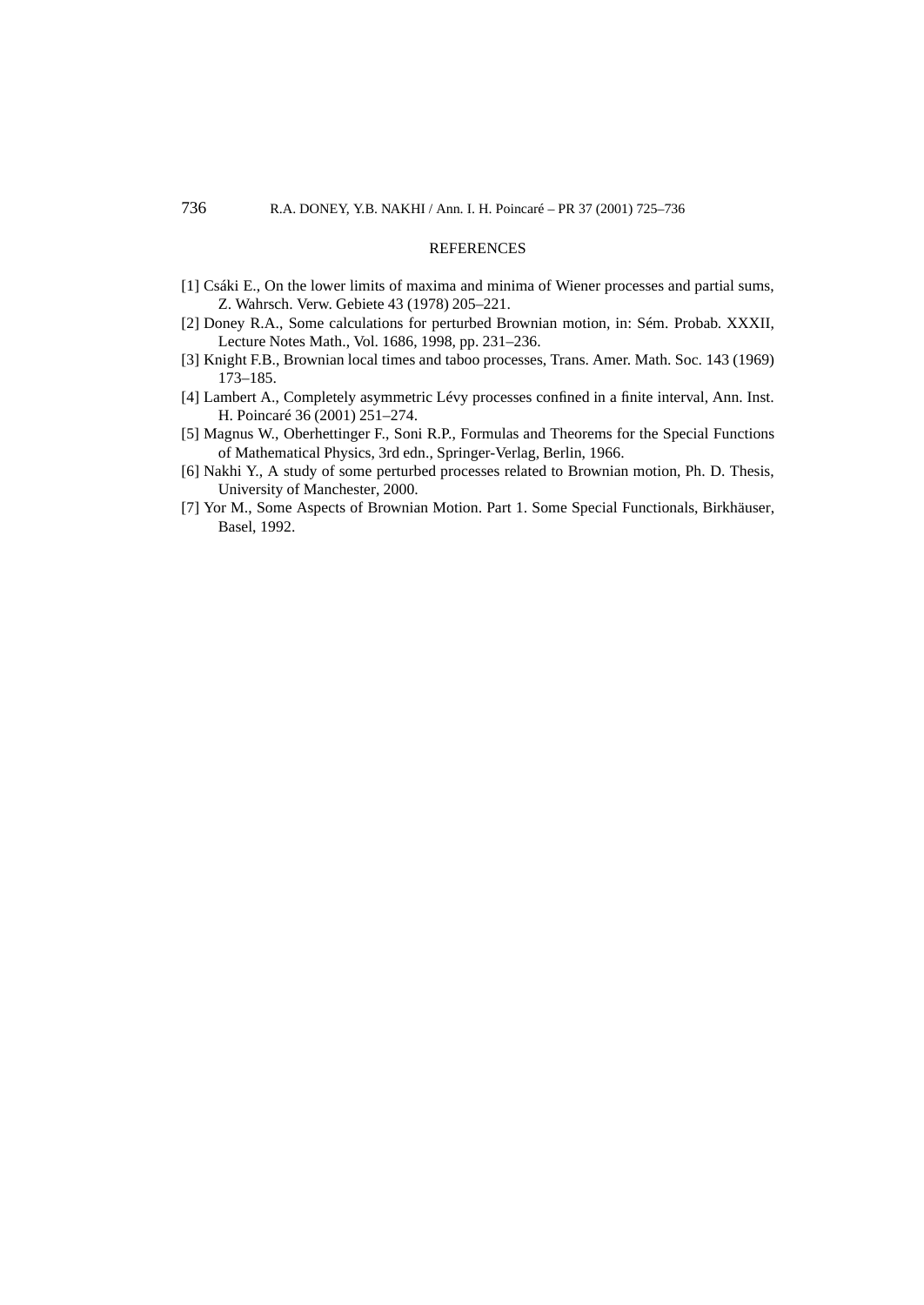## REFERENCES

[1] Csáki E., On the lower limits of maxima and minima of Wiener processes and partial sums, Z. Wahrsch. Verw. Gebiete 43 (1978) 205–221.

[2] Doney R.A., Some calculations for perturbed Brownian motion, in: Sém. Probab. XXXII, Lecture Notes Math., Vol. 1686, 1998, pp. 231–236.

[3] Knight F.B., Brownian local times and taboo processes, Trans. Amer. Math. Soc. 143 (1969) 173–185.

[4] Lambert A., Completely asymmetric Lévy processes confined in a finite interval, Ann. Inst. H. Poincaré 36 (2001) 251–274.

[5] Magnus W., Oberhettinger F., Soni R.P., Formulas and Theorems for the Special Functions of Mathematical Physics, 3rd edn., Springer-Verlag, Berlin, 1966.

[6] Nakhi Y., A study of some perturbed processes related to Brownian motion, Ph. D. Thesis, University of Manchester, 2000.

[7] Yor M., Some Aspects of Brownian Motion. Part 1. Some Special Functionals, Birkhäuser, Basel, 1992.